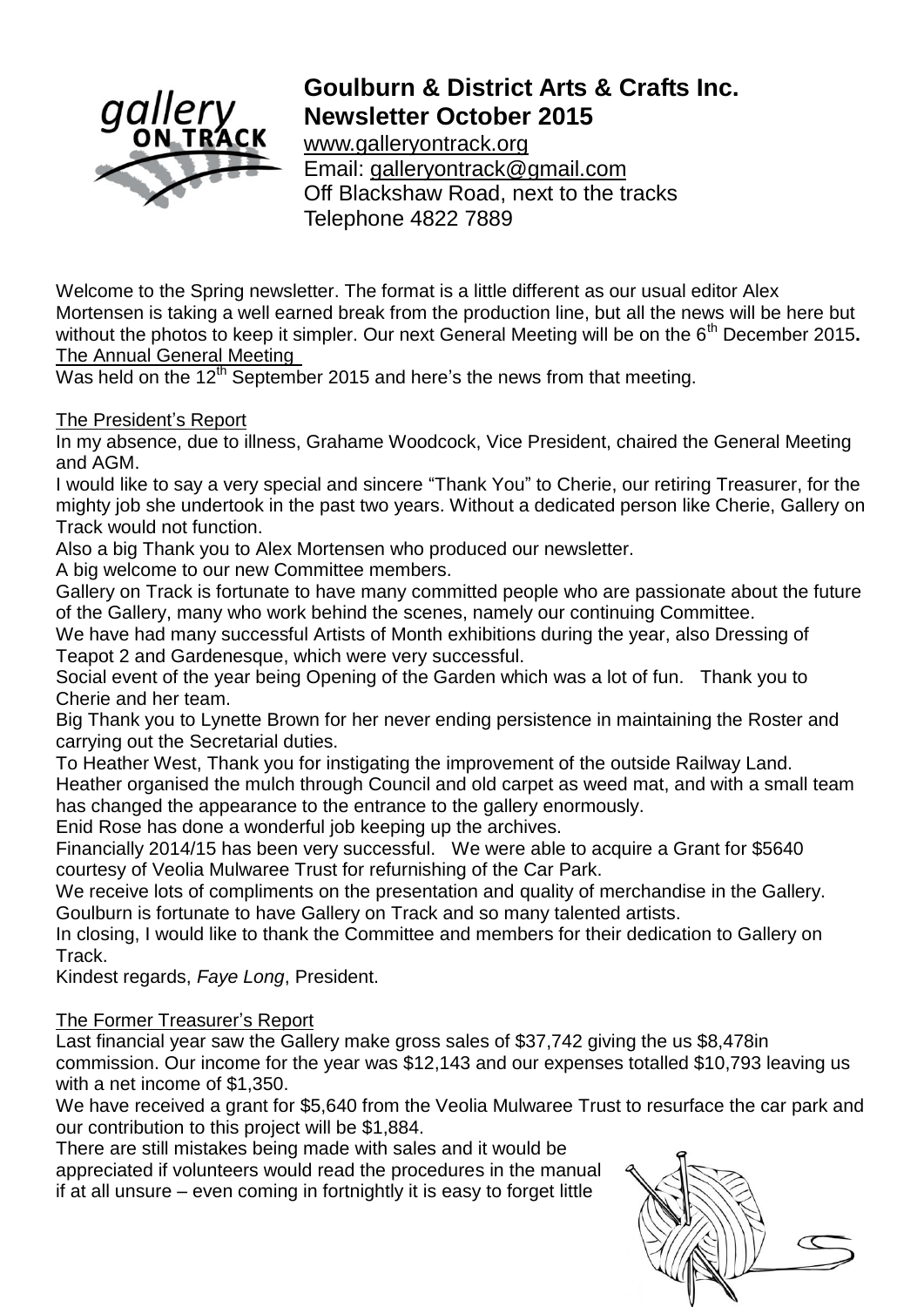# Goulburn & District Arts & Crafts Inc.
## Newsletter October 2015

www.galleryontrack.org
Email: galleryontrack@gmail.com
Off Blackshaw Road, next to the tracks
Telephone 4822 7889

Welcome to the Spring newsletter. The format is a little different as our usual editor Alex Mortensen is taking a well earned break from the production line, but all the news will be here but without the photos to keep it simpler. Our next General Meeting will be on the 6th December 2015**.**

The Annual General Meeting

Was held on the 12th September 2015 and here's the news from that meeting.

The President's Report

In my absence, due to illness, Grahame Woodcock, Vice President, chaired the General Meeting and AGM.

I would like to say a very special and sincere "Thank You" to Cherie, our retiring Treasurer, for the mighty job she undertook in the past two years. Without a dedicated person like Cherie, Gallery on Track would not function.

Also a big Thank you to Alex Mortensen who produced our newsletter.

A big welcome to our new Committee members.

Gallery on Track is fortunate to have many committed people who are passionate about the future of the Gallery, many who work behind the scenes, namely our continuing Committee.

We have had many successful Artists of Month exhibitions during the year, also Dressing of Teapot 2 and Gardenesque, which were very successful.

Social event of the year being Opening of the Garden which was a lot of fun. Thank you to Cherie and her team.

Big Thank you to Lynette Brown for her never ending persistence in maintaining the Roster and carrying out the Secretarial duties.

To Heather West, Thank you for instigating the improvement of the outside Railway Land. Heather organised the mulch through Council and old carpet as weed mat, and with a small team has changed the appearance to the entrance to the gallery enormously.

Enid Rose has done a wonderful job keeping up the archives.

Financially 2014/15 has been very successful. We were able to acquire a Grant for $5640 courtesy of Veolia Mulwaree Trust for refurnishing of the Car Park.

We receive lots of compliments on the presentation and quality of merchandise in the Gallery. Goulburn is fortunate to have Gallery on Track and so many talented artists.

In closing, I would like to thank the Committee and members for their dedication to Gallery on Track.

Kindest regards, *Faye Long*, President.

The Former Treasurer's Report

Last financial year saw the Gallery make gross sales of $37,742 giving the us $8,478in commission. Our income for the year was $12,143 and our expenses totalled $10,793 leaving us with a net income of $1,350.

We have received a grant for $5,640 from the Veolia Mulwaree Trust to resurface the car park and our contribution to this project will be $1,884.

There are still mistakes being made with sales and it would be appreciated if volunteers would read the procedures in the manual if at all unsure – even coming in fortnightly it is easy to forget little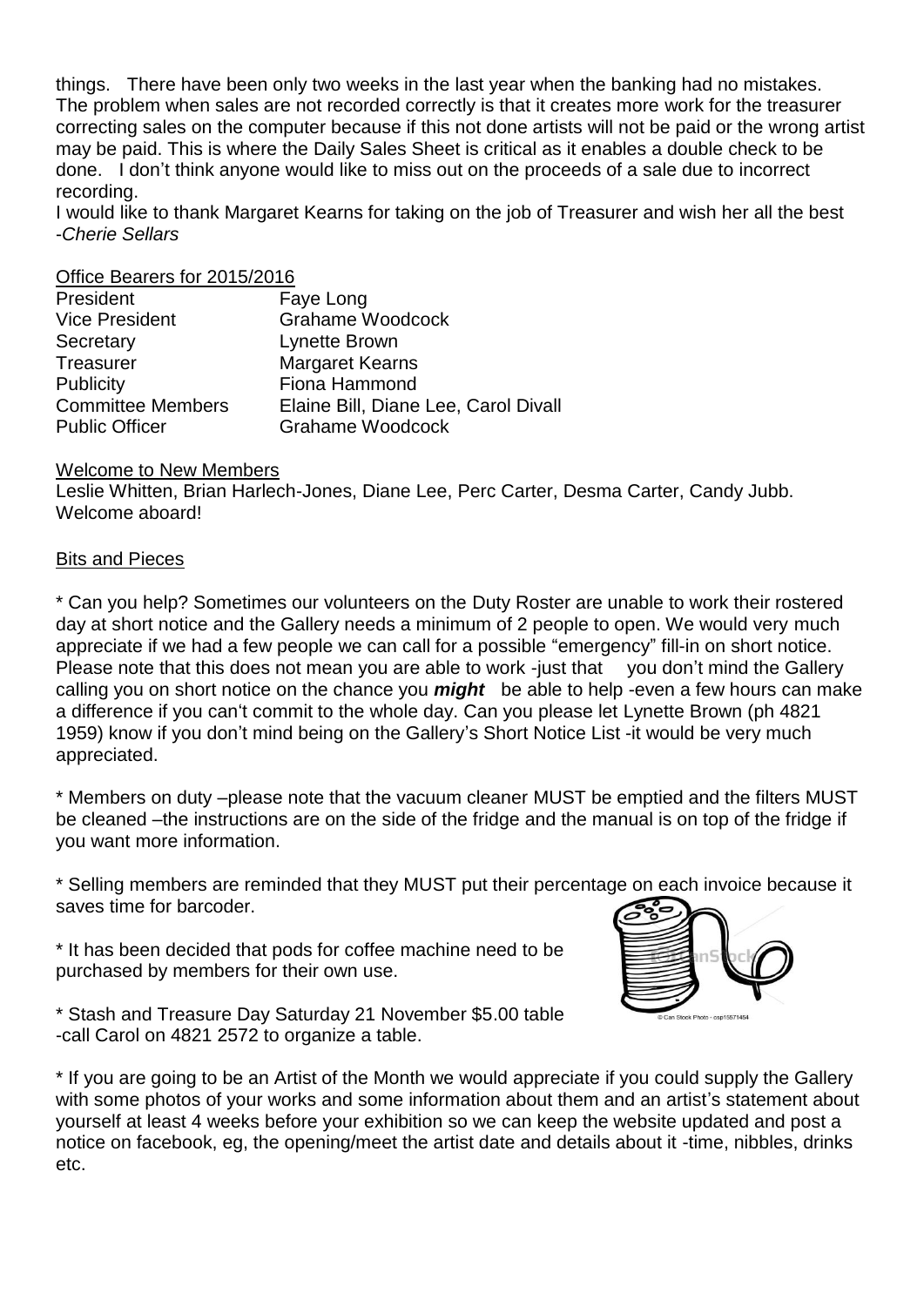things. There have been only two weeks in the last year when the banking had no mistakes. The problem when sales are not recorded correctly is that it creates more work for the treasurer correcting sales on the computer because if this not done artists will not be paid or the wrong artist may be paid. This is where the Daily Sales Sheet is critical as it enables a double check to be done. I don't think anyone would like to miss out on the proceeds of a sale due to incorrect recording.

I would like to thank Margaret Kearns for taking on the job of Treasurer and wish her all the best
-*Cherie Sellars*

Office Bearers for 2015/2016

| | |
|---|---|
| President | Faye Long |
| Vice President | Grahame Woodcock |
| Secretary | Lynette Brown |
| Treasurer | Margaret Kearns |
| Publicity | Fiona Hammond |
| Committee Members | Elaine Bill, Diane Lee, Carol Divall |
| Public Officer | Grahame Woodcock |

Welcome to New Members

Leslie Whitten, Brian Harlech-Jones, Diane Lee, Perc Carter, Desma Carter, Candy Jubb. Welcome aboard!

Bits and Pieces

* Can you help? Sometimes our volunteers on the Duty Roster are unable to work their rostered day at short notice and the Gallery needs a minimum of 2 people to open. We would very much appreciate if we had a few people we can call for a possible "emergency" fill-in on short notice. Please note that this does not mean you are able to work -just that you don't mind the Gallery calling you on short notice on the chance you ***might*** be able to help -even a few hours can make a difference if you can't commit to the whole day. Can you please let Lynette Brown (ph 4821 1959) know if you don't mind being on the Gallery's Short Notice List -it would be very much appreciated.

* Members on duty –please note that the vacuum cleaner MUST be emptied and the filters MUST be cleaned –the instructions are on the side of the fridge and the manual is on top of the fridge if you want more information.

* Selling members are reminded that they MUST put their percentage on each invoice because it saves time for barcoder.

* It has been decided that pods for coffee machine need to be purchased by members for their own use.

* Stash and Treasure Day Saturday 21 November $5.00 table -call Carol on 4821 2572 to organize a table.

* If you are going to be an Artist of the Month we would appreciate if you could supply the Gallery with some photos of your works and some information about them and an artist's statement about yourself at least 4 weeks before your exhibition so we can keep the website updated and post a notice on facebook, eg, the opening/meet the artist date and details about it -time, nibbles, drinks etc.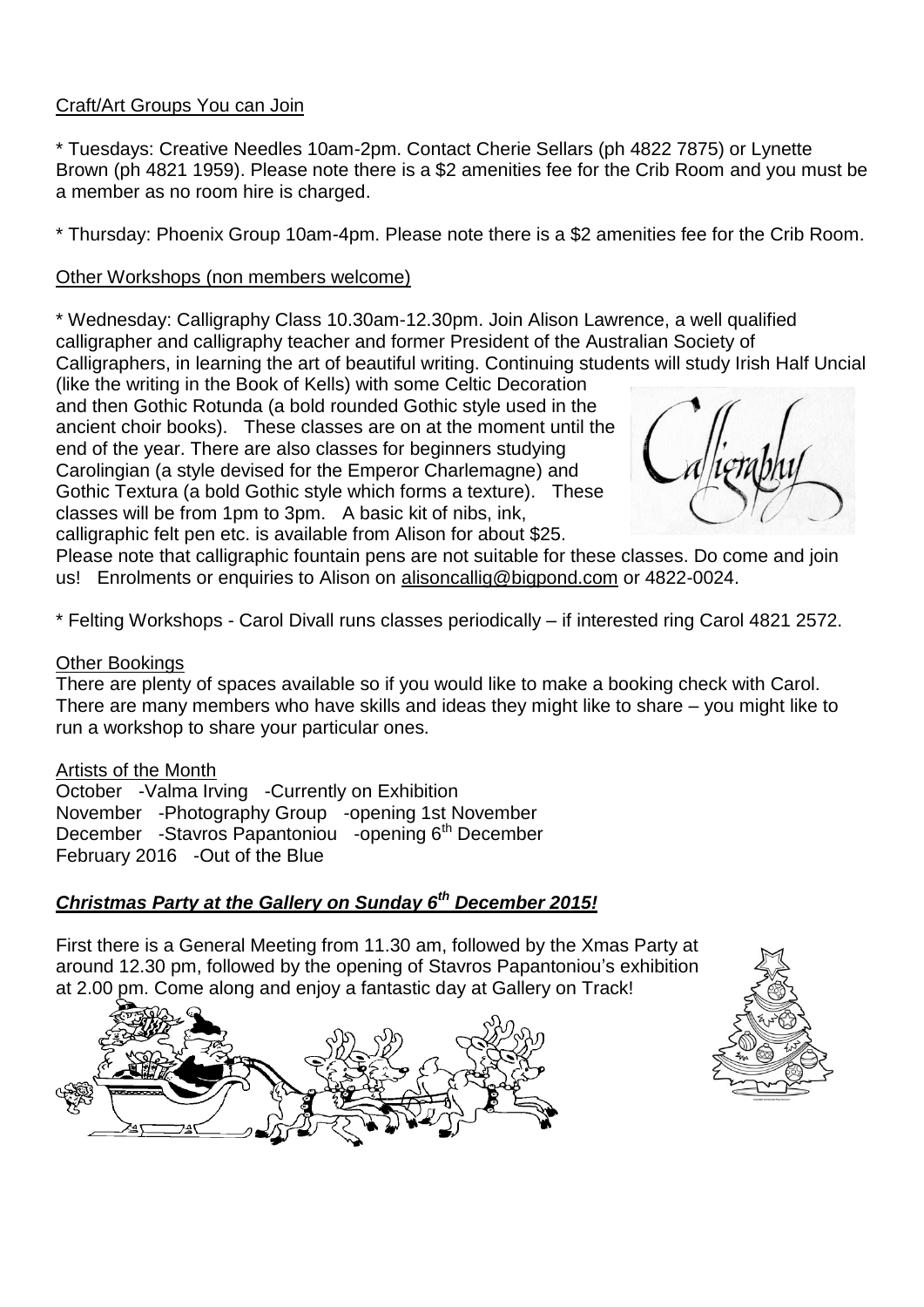Craft/Art Groups You can Join

* Tuesdays: Creative Needles 10am-2pm. Contact Cherie Sellars (ph 4822 7875) or Lynette Brown (ph 4821 1959). Please note there is a $2 amenities fee for the Crib Room and you must be a member as no room hire is charged.

* Thursday: Phoenix Group 10am-4pm. Please note there is a $2 amenities fee for the Crib Room.

Other Workshops (non members welcome)

* Wednesday: Calligraphy Class 10.30am-12.30pm. Join Alison Lawrence, a well qualified calligrapher and calligraphy teacher and former President of the Australian Society of Calligraphers, in learning the art of beautiful writing. Continuing students will study Irish Half Uncial (like the writing in the Book of Kells) with some Celtic Decoration and then Gothic Rotunda (a bold rounded Gothic style used in the ancient choir books). These classes are on at the moment until the end of the year. There are also classes for beginners studying Carolingian (a style devised for the Emperor Charlemagne) and Gothic Textura (a bold Gothic style which forms a texture). These classes will be from 1pm to 3pm. A basic kit of nibs, ink, calligraphic felt pen etc. is available from Alison for about $25. Please note that calligraphic fountain pens are not suitable for these classes. Do come and join us! Enrolments or enquiries to Alison on alisoncallig@bigpond.com or 4822-0024.

* Felting Workshops - Carol Divall runs classes periodically – if interested ring Carol 4821 2572.

Other Bookings

There are plenty of spaces available so if you would like to make a booking check with Carol. There are many members who have skills and ideas they might like to share – you might like to run a workshop to share your particular ones.

Artists of the Month

October -Valma Irving -Currently on Exhibition
November -Photography Group -opening 1st November
December -Stavros Papantoniou -opening 6th December
February 2016 -Out of the Blue

***Christmas Party at the Gallery on Sunday 6th December 2015!***

First there is a General Meeting from 11.30 am, followed by the Xmas Party at around 12.30 pm, followed by the opening of Stavros Papantoniou's exhibition at 2.00 pm. Come along and enjoy a fantastic day at Gallery on Track!